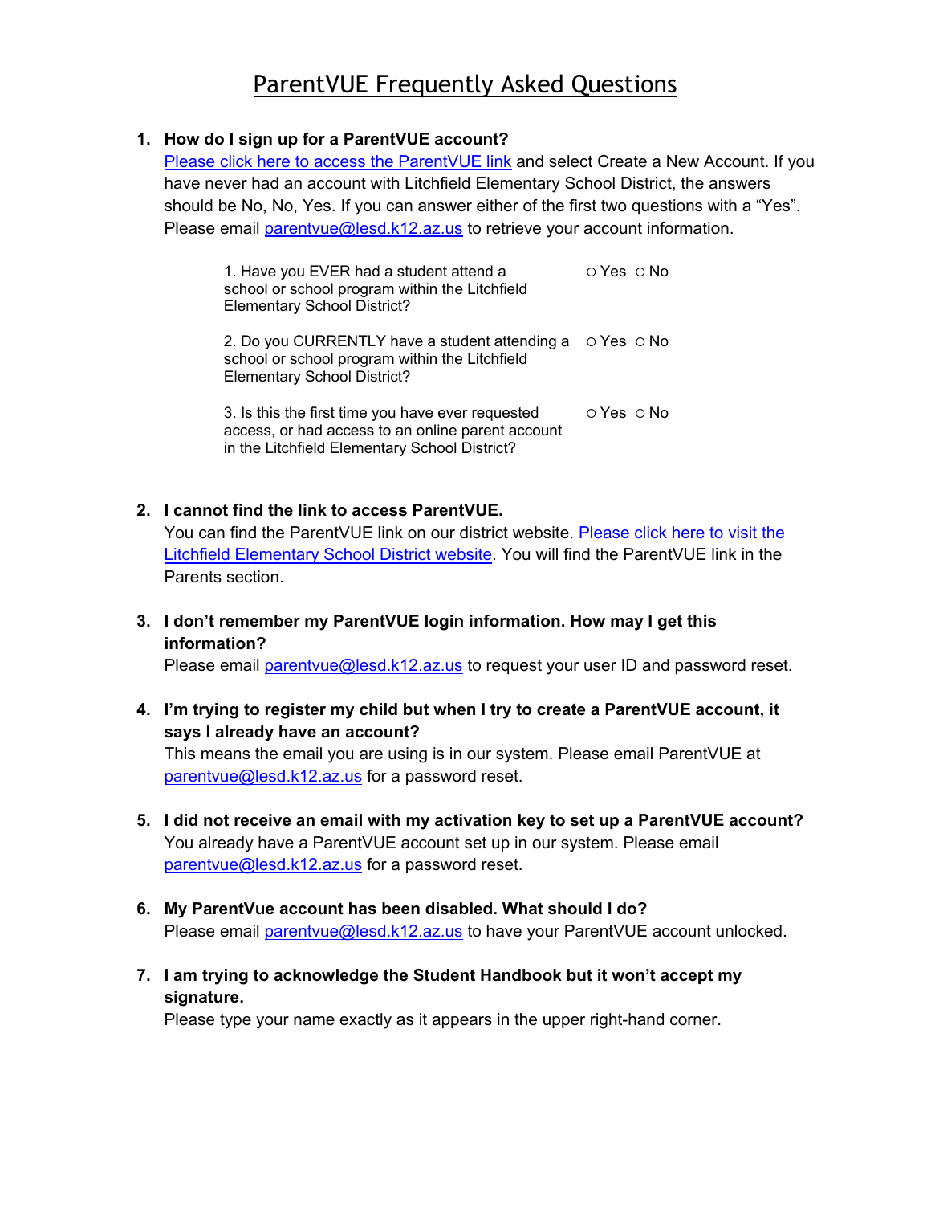# ParentVUE Frequently Asked Questions

1. **How do I sign up for a ParentVUE account?**
   Please click here to access the ParentVUE link and select Create a New Account. If you have never had an account with Litchfield Elementary School District, the answers should be No, No, Yes. If you can answer either of the first two questions with a "Yes". Please email parentvue@lesd.k12.az.us to retrieve your account information.

   | | |
   |---|---|
   | 1. Have you EVER had a student attend a school or school program within the Litchfield Elementary School District? | ○ Yes ○ No |
   | 2. Do you CURRENTLY have a student attending a school or school program within the Litchfield Elementary School District? | ○ Yes ○ No |
   | 3. Is this the first time you have ever requested access, or had access to an online parent account in the Litchfield Elementary School District? | ○ Yes ○ No |

2. **I cannot find the link to access ParentVUE.**
   You can find the ParentVUE link on our district website. Please click here to visit the Litchfield Elementary School District website. You will find the ParentVUE link in the Parents section.

3. **I don't remember my ParentVUE login information. How may I get this information?**
   Please email parentvue@lesd.k12.az.us to request your user ID and password reset.

4. **I'm trying to register my child but when I try to create a ParentVUE account, it says I already have an account?**
   This means the email you are using is in our system. Please email ParentVUE at parentvue@lesd.k12.az.us for a password reset.

5. **I did not receive an email with my activation key to set up a ParentVUE account?**
   You already have a ParentVUE account set up in our system. Please email parentvue@lesd.k12.az.us for a password reset.

6. **My ParentVue account has been disabled. What should I do?**
   Please email parentvue@lesd.k12.az.us to have your ParentVUE account unlocked.

7. **I am trying to acknowledge the Student Handbook but it won't accept my signature.**
   Please type your name exactly as it appears in the upper right-hand corner.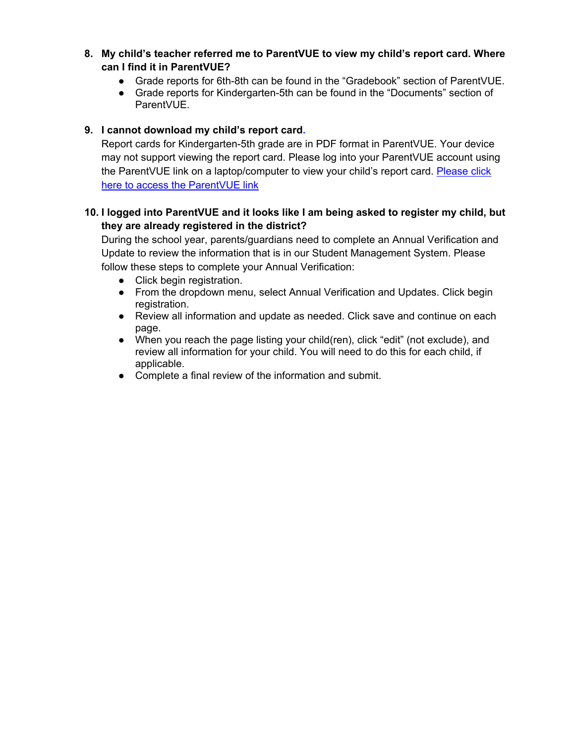8. **My child's teacher referred me to ParentVUE to view my child's report card. Where can I find it in ParentVUE?**
   - Grade reports for 6th-8th can be found in the "Gradebook" section of ParentVUE.
   - Grade reports for Kindergarten-5th can be found in the "Documents" section of ParentVUE.

9. **I cannot download my child's report card.**
   Report cards for Kindergarten-5th grade are in PDF format in ParentVUE. Your device may not support viewing the report card. Please log into your ParentVUE account using the ParentVUE link on a laptop/computer to view your child's report card. Please click here to access the ParentVUE link

10. **I logged into ParentVUE and it looks like I am being asked to register my child, but they are already registered in the district?**
    During the school year, parents/guardians need to complete an Annual Verification and Update to review the information that is in our Student Management System. Please follow these steps to complete your Annual Verification:
    - Click begin registration.
    - From the dropdown menu, select Annual Verification and Updates. Click begin registration.
    - Review all information and update as needed. Click save and continue on each page.
    - When you reach the page listing your child(ren), click "edit" (not exclude), and review all information for your child. You will need to do this for each child, if applicable.
    - Complete a final review of the information and submit.